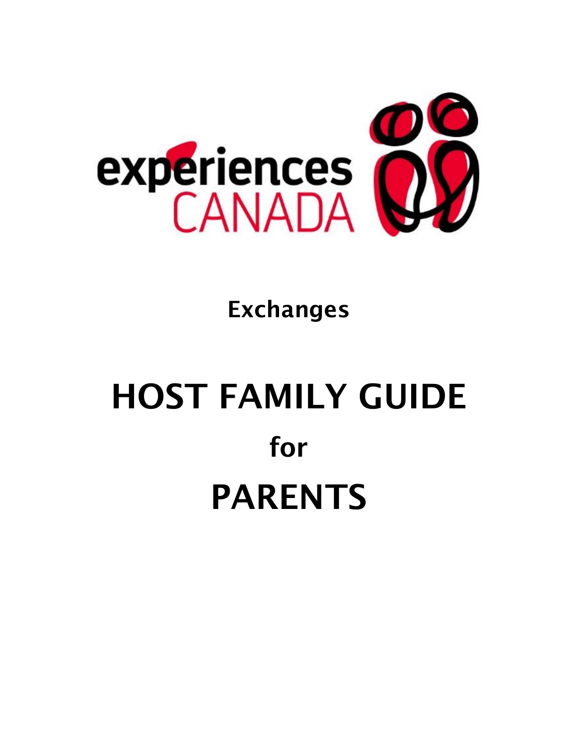experiences CANADA

**Exchanges**

# HOST FAMILY GUIDE

## for

# PARENTS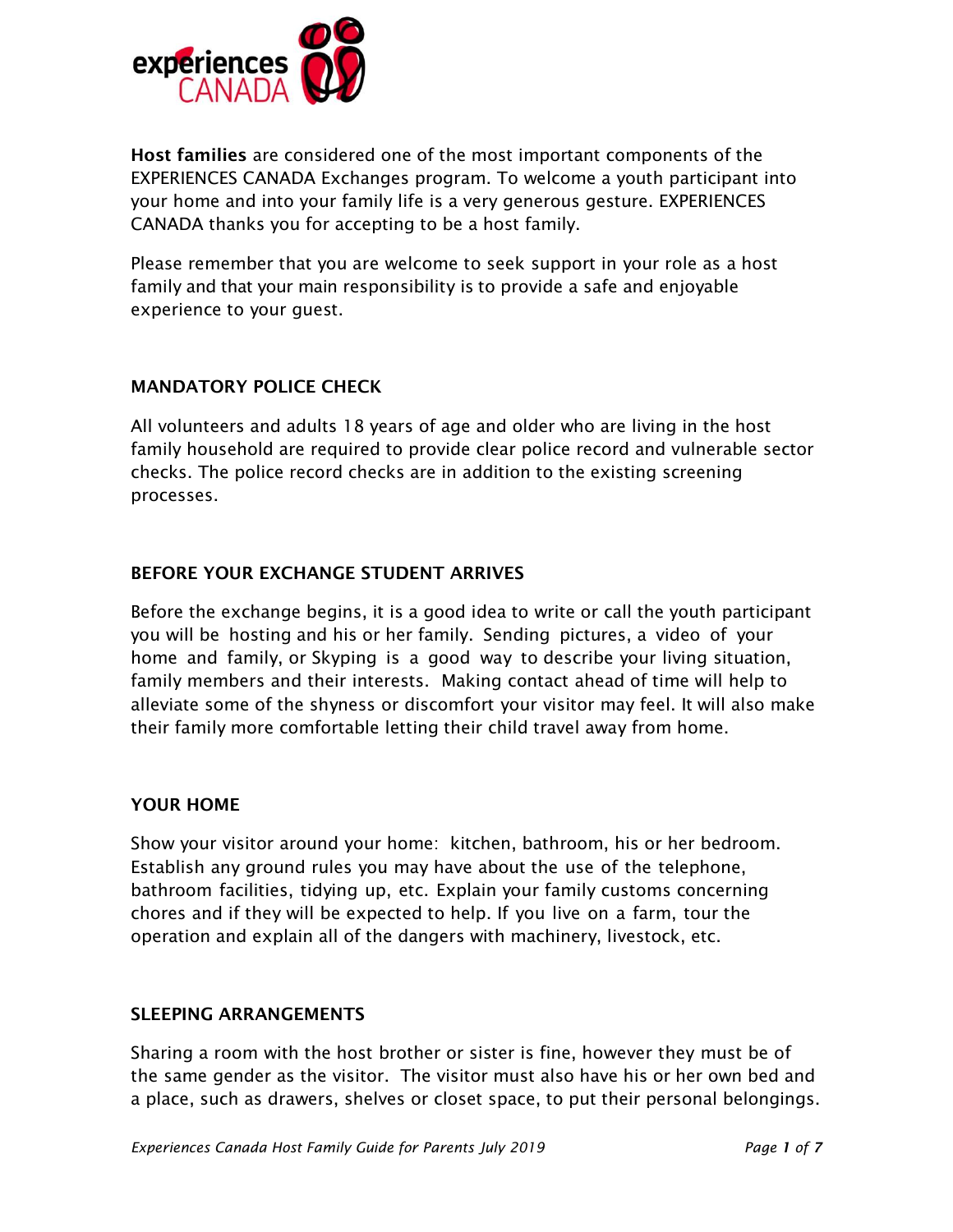**Host families** are considered one of the most important components of the EXPERIENCES CANADA Exchanges program. To welcome a youth participant into your home and into your family life is a very generous gesture. EXPERIENCES CANADA thanks you for accepting to be a host family.

Please remember that you are welcome to seek support in your role as a host family and that your main responsibility is to provide a safe and enjoyable experience to your guest.

## MANDATORY POLICE CHECK

All volunteers and adults 18 years of age and older who are living in the host family household are required to provide clear police record and vulnerable sector checks. The police record checks are in addition to the existing screening processes.

## BEFORE YOUR EXCHANGE STUDENT ARRIVES

Before the exchange begins, it is a good idea to write or call the youth participant you will be hosting and his or her family. Sending pictures, a video of your home and family, or Skyping is a good way to describe your living situation, family members and their interests. Making contact ahead of time will help to alleviate some of the shyness or discomfort your visitor may feel. It will also make their family more comfortable letting their child travel away from home.

## YOUR HOME

Show your visitor around your home: kitchen, bathroom, his or her bedroom. Establish any ground rules you may have about the use of the telephone, bathroom facilities, tidying up, etc. Explain your family customs concerning chores and if they will be expected to help. If you live on a farm, tour the operation and explain all of the dangers with machinery, livestock, etc.

## SLEEPING ARRANGEMENTS

Sharing a room with the host brother or sister is fine, however they must be of the same gender as the visitor. The visitor must also have his or her own bed and a place, such as drawers, shelves or closet space, to put their personal belongings.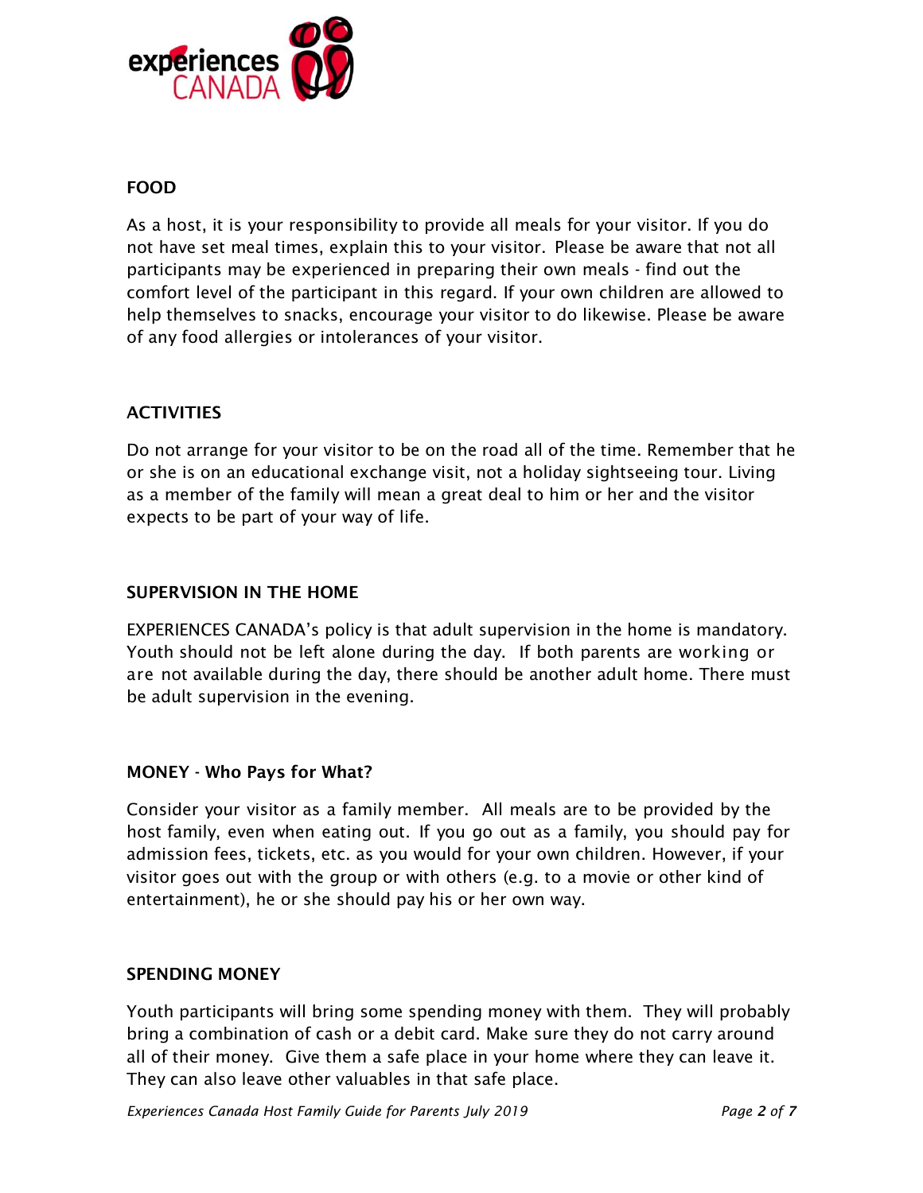## FOOD

As a host, it is your responsibility to provide all meals for your visitor. If you do not have set meal times, explain this to your visitor. Please be aware that not all participants may be experienced in preparing their own meals - find out the comfort level of the participant in this regard. If your own children are allowed to help themselves to snacks, encourage your visitor to do likewise. Please be aware of any food allergies or intolerances of your visitor.

## ACTIVITIES

Do not arrange for your visitor to be on the road all of the time. Remember that he or she is on an educational exchange visit, not a holiday sightseeing tour. Living as a member of the family will mean a great deal to him or her and the visitor expects to be part of your way of life.

## SUPERVISION IN THE HOME

EXPERIENCES CANADA's policy is that adult supervision in the home is mandatory. Youth should not be left alone during the day. If both parents are working or are not available during the day, there should be another adult home. There must be adult supervision in the evening.

## MONEY - Who Pays for What?

Consider your visitor as a family member. All meals are to be provided by the host family, even when eating out. If you go out as a family, you should pay for admission fees, tickets, etc. as you would for your own children. However, if your visitor goes out with the group or with others (e.g. to a movie or other kind of entertainment), he or she should pay his or her own way.

## SPENDING MONEY

Youth participants will bring some spending money with them. They will probably bring a combination of cash or a debit card. Make sure they do not carry around all of their money. Give them a safe place in your home where they can leave it. They can also leave other valuables in that safe place.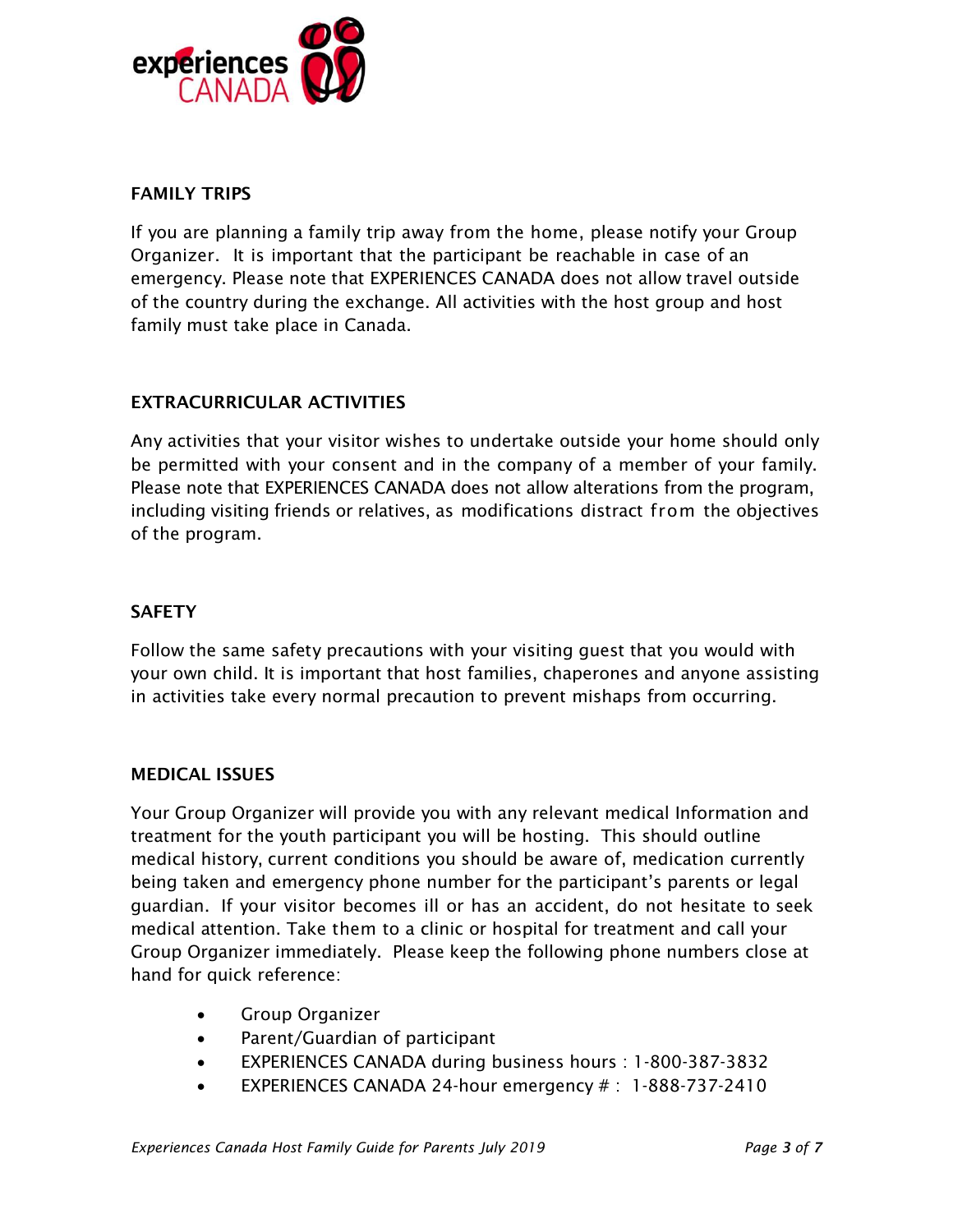## FAMILY TRIPS

If you are planning a family trip away from the home, please notify your Group Organizer. It is important that the participant be reachable in case of an emergency. Please note that EXPERIENCES CANADA does not allow travel outside of the country during the exchange. All activities with the host group and host family must take place in Canada.

## EXTRACURRICULAR ACTIVITIES

Any activities that your visitor wishes to undertake outside your home should only be permitted with your consent and in the company of a member of your family. Please note that EXPERIENCES CANADA does not allow alterations from the program, including visiting friends or relatives, as modifications distract from the objectives of the program.

## SAFETY

Follow the same safety precautions with your visiting guest that you would with your own child. It is important that host families, chaperones and anyone assisting in activities take every normal precaution to prevent mishaps from occurring.

## MEDICAL ISSUES

Your Group Organizer will provide you with any relevant medical Information and treatment for the youth participant you will be hosting. This should outline medical history, current conditions you should be aware of, medication currently being taken and emergency phone number for the participant's parents or legal guardian. If your visitor becomes ill or has an accident, do not hesitate to seek medical attention. Take them to a clinic or hospital for treatment and call your Group Organizer immediately. Please keep the following phone numbers close at hand for quick reference:

- Group Organizer
- Parent/Guardian of participant
- EXPERIENCES CANADA during business hours : 1-800-387-3832
- EXPERIENCES CANADA 24-hour emergency # : 1-888-737-2410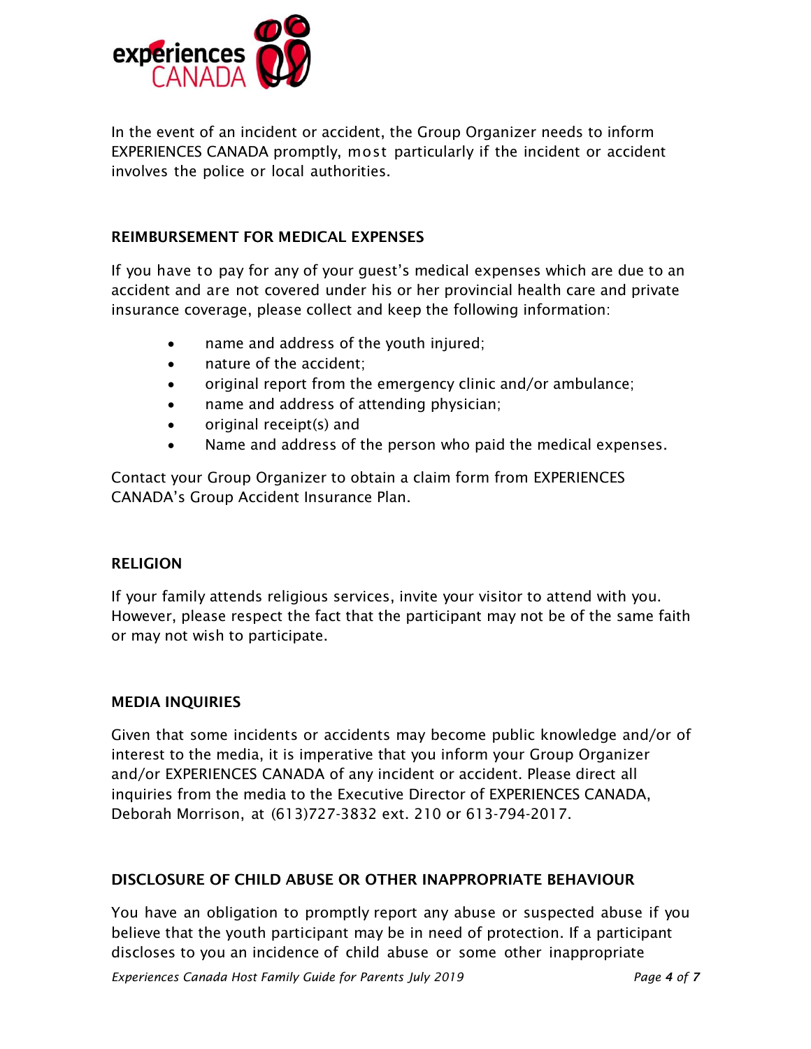In the event of an incident or accident, the Group Organizer needs to inform EXPERIENCES CANADA promptly, most particularly if the incident or accident involves the police or local authorities.

## REIMBURSEMENT FOR MEDICAL EXPENSES

If you have to pay for any of your guest's medical expenses which are due to an accident and are not covered under his or her provincial health care and private insurance coverage, please collect and keep the following information:

- name and address of the youth injured;
- nature of the accident;
- original report from the emergency clinic and/or ambulance;
- name and address of attending physician;
- original receipt(s) and
- Name and address of the person who paid the medical expenses.

Contact your Group Organizer to obtain a claim form from EXPERIENCES CANADA's Group Accident Insurance Plan.

## RELIGION

If your family attends religious services, invite your visitor to attend with you. However, please respect the fact that the participant may not be of the same faith or may not wish to participate.

## MEDIA INQUIRIES

Given that some incidents or accidents may become public knowledge and/or of interest to the media, it is imperative that you inform your Group Organizer and/or EXPERIENCES CANADA of any incident or accident. Please direct all inquiries from the media to the Executive Director of EXPERIENCES CANADA, Deborah Morrison, at (613)727-3832 ext. 210 or 613-794-2017.

## DISCLOSURE OF CHILD ABUSE OR OTHER INAPPROPRIATE BEHAVIOUR

You have an obligation to promptly report any abuse or suspected abuse if you believe that the youth participant may be in need of protection. If a participant discloses to you an incidence of child abuse or some other inappropriate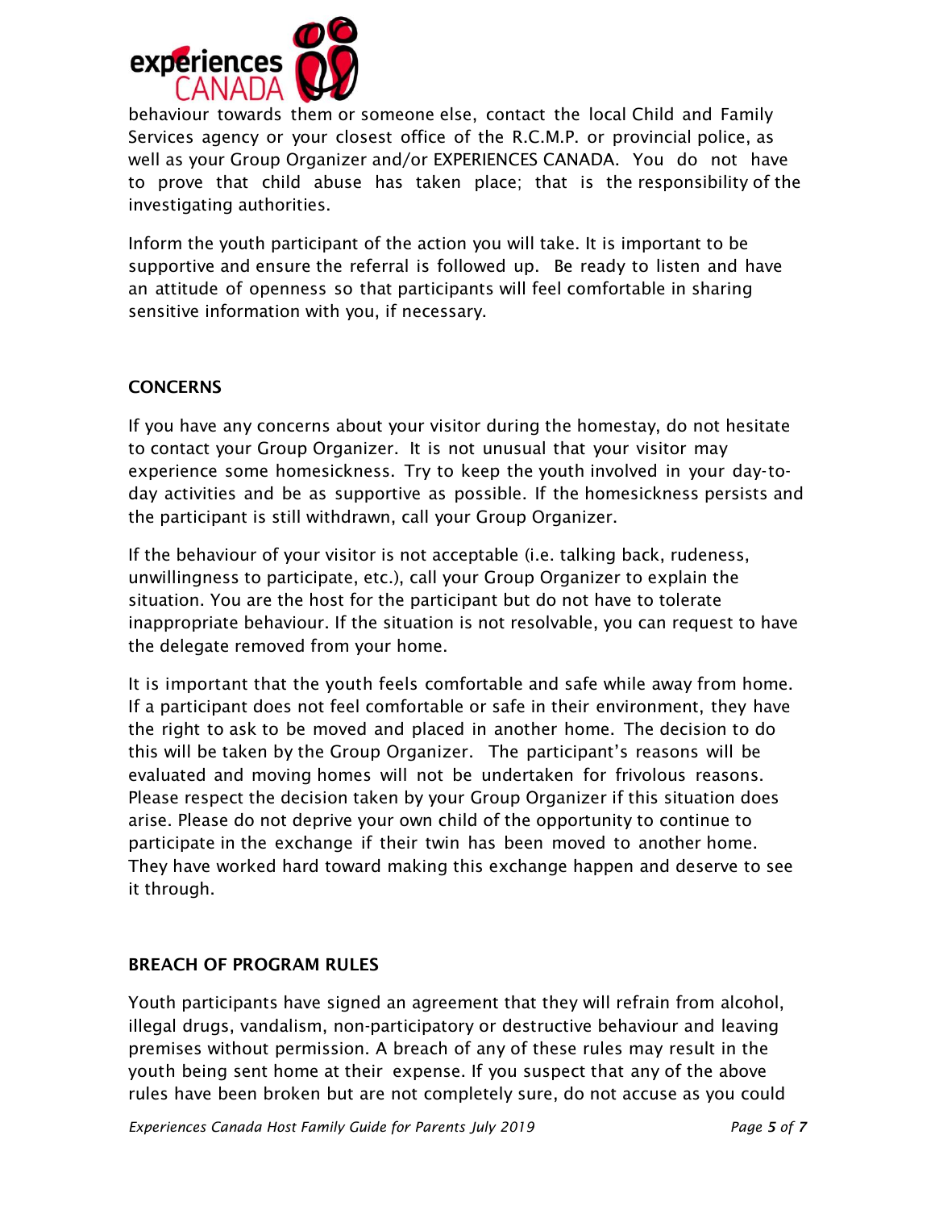behaviour towards them or someone else, contact the local Child and Family Services agency or your closest office of the R.C.M.P. or provincial police, as well as your Group Organizer and/or EXPERIENCES CANADA. You do not have to prove that child abuse has taken place; that is the responsibility of the investigating authorities.

Inform the youth participant of the action you will take. It is important to be supportive and ensure the referral is followed up. Be ready to listen and have an attitude of openness so that participants will feel comfortable in sharing sensitive information with you, if necessary.

## CONCERNS

If you have any concerns about your visitor during the homestay, do not hesitate to contact your Group Organizer. It is not unusual that your visitor may experience some homesickness. Try to keep the youth involved in your day-to-day activities and be as supportive as possible. If the homesickness persists and the participant is still withdrawn, call your Group Organizer.

If the behaviour of your visitor is not acceptable (i.e. talking back, rudeness, unwillingness to participate, etc.), call your Group Organizer to explain the situation. You are the host for the participant but do not have to tolerate inappropriate behaviour. If the situation is not resolvable, you can request to have the delegate removed from your home.

It is important that the youth feels comfortable and safe while away from home. If a participant does not feel comfortable or safe in their environment, they have the right to ask to be moved and placed in another home. The decision to do this will be taken by the Group Organizer. The participant's reasons will be evaluated and moving homes will not be undertaken for frivolous reasons. Please respect the decision taken by your Group Organizer if this situation does arise. Please do not deprive your own child of the opportunity to continue to participate in the exchange if their twin has been moved to another home. They have worked hard toward making this exchange happen and deserve to see it through.

## BREACH OF PROGRAM RULES

Youth participants have signed an agreement that they will refrain from alcohol, illegal drugs, vandalism, non-participatory or destructive behaviour and leaving premises without permission. A breach of any of these rules may result in the youth being sent home at their expense. If you suspect that any of the above rules have been broken but are not completely sure, do not accuse as you could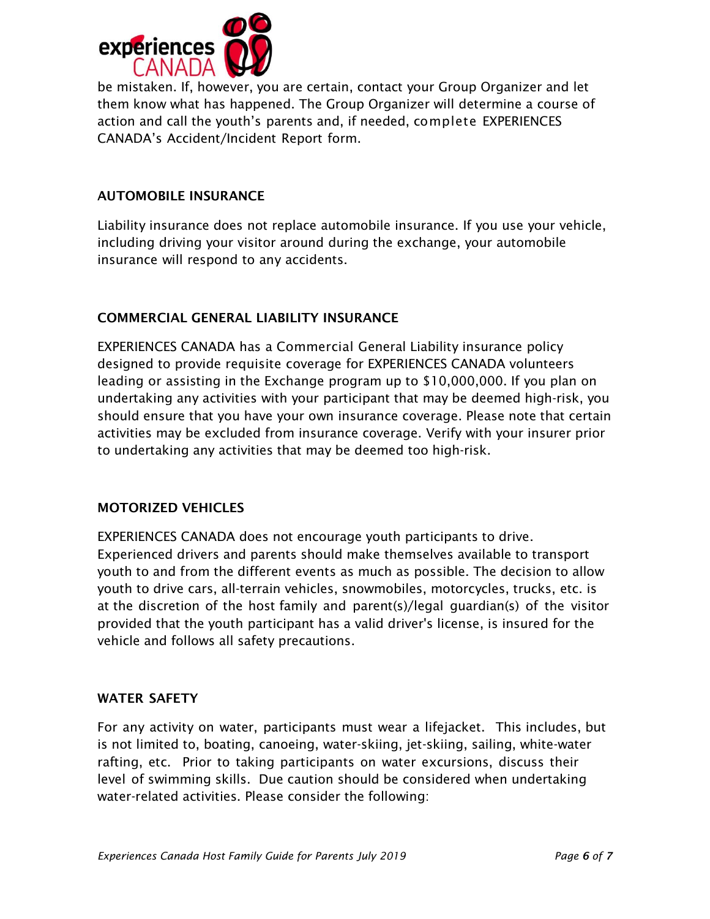be mistaken. If, however, you are certain, contact your Group Organizer and let them know what has happened. The Group Organizer will determine a course of action and call the youth's parents and, if needed, complete EXPERIENCES CANADA's Accident/Incident Report form.

## AUTOMOBILE INSURANCE

Liability insurance does not replace automobile insurance. If you use your vehicle, including driving your visitor around during the exchange, your automobile insurance will respond to any accidents.

## COMMERCIAL GENERAL LIABILITY INSURANCE

EXPERIENCES CANADA has a Commercial General Liability insurance policy designed to provide requisite coverage for EXPERIENCES CANADA volunteers leading or assisting in the Exchange program up to $10,000,000. If you plan on undertaking any activities with your participant that may be deemed high-risk, you should ensure that you have your own insurance coverage. Please note that certain activities may be excluded from insurance coverage. Verify with your insurer prior to undertaking any activities that may be deemed too high-risk.

## MOTORIZED VEHICLES

EXPERIENCES CANADA does not encourage youth participants to drive. Experienced drivers and parents should make themselves available to transport youth to and from the different events as much as possible. The decision to allow youth to drive cars, all-terrain vehicles, snowmobiles, motorcycles, trucks, etc. is at the discretion of the host family and parent(s)/legal guardian(s) of the visitor provided that the youth participant has a valid driver's license, is insured for the vehicle and follows all safety precautions.

## WATER SAFETY

For any activity on water, participants must wear a lifejacket. This includes, but is not limited to, boating, canoeing, water-skiing, jet-skiing, sailing, white-water rafting, etc. Prior to taking participants on water excursions, discuss their level of swimming skills. Due caution should be considered when undertaking water-related activities. Please consider the following: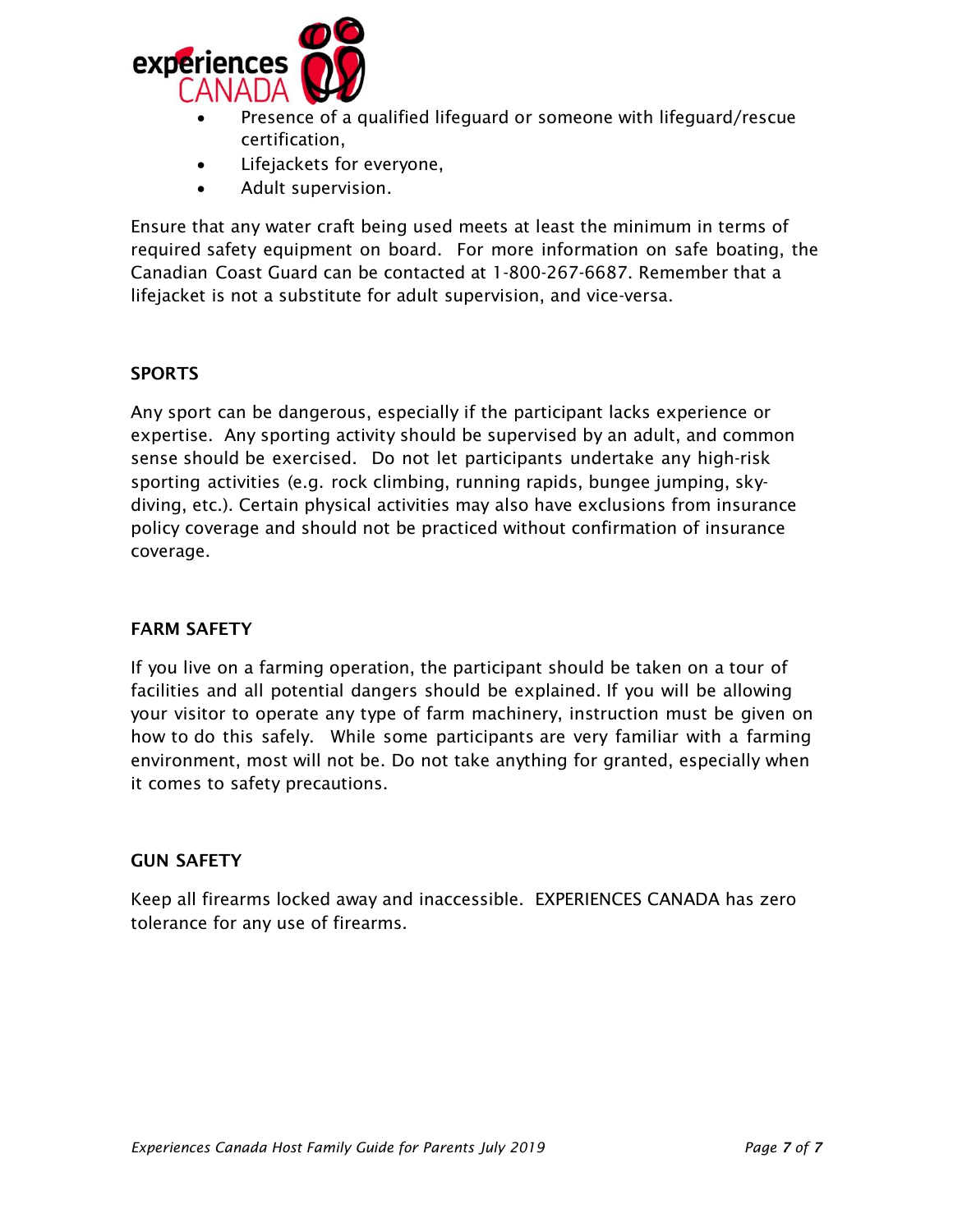- Presence of a qualified lifeguard or someone with lifeguard/rescue certification,
- Lifejackets for everyone,
- Adult supervision.

Ensure that any water craft being used meets at least the minimum in terms of required safety equipment on board. For more information on safe boating, the Canadian Coast Guard can be contacted at 1-800-267-6687. Remember that a lifejacket is not a substitute for adult supervision, and vice-versa.

## SPORTS

Any sport can be dangerous, especially if the participant lacks experience or expertise. Any sporting activity should be supervised by an adult, and common sense should be exercised. Do not let participants undertake any high-risk sporting activities (e.g. rock climbing, running rapids, bungee jumping, sky-diving, etc.). Certain physical activities may also have exclusions from insurance policy coverage and should not be practiced without confirmation of insurance coverage.

## FARM SAFETY

If you live on a farming operation, the participant should be taken on a tour of facilities and all potential dangers should be explained. If you will be allowing your visitor to operate any type of farm machinery, instruction must be given on how to do this safely. While some participants are very familiar with a farming environment, most will not be. Do not take anything for granted, especially when it comes to safety precautions.

## GUN SAFETY

Keep all firearms locked away and inaccessible. EXPERIENCES CANADA has zero tolerance for any use of firearms.